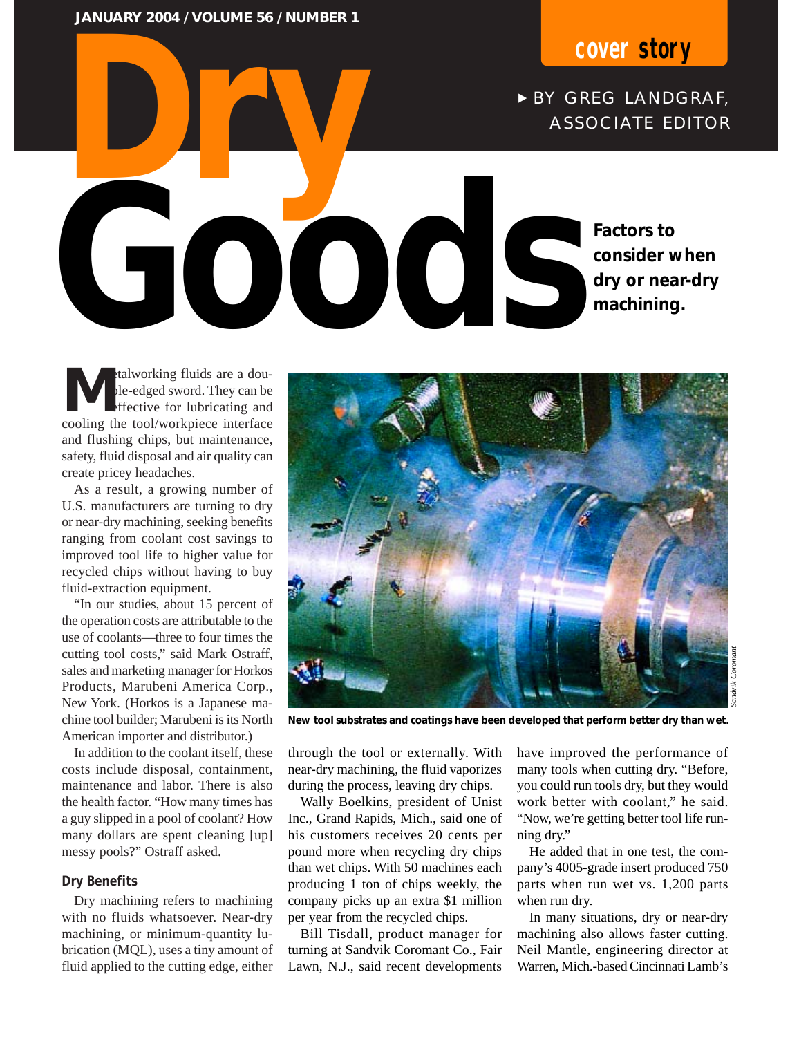# Dry Goods

**Factors to consider when dry or near-dry machining.**

BY GREG LANDGRAF, ASSOCIATE EDITOR

Metalworking fluids are a double-edged sword. They can be effective for lubricating and cooling the tool/workpiece interface and flushing chips, but maintenance, safety, fluid disposal and air quality can create pricey headaches.

As a result, a growing number of U.S. manufacturers are turning to dry or near-dry machining, seeking benefits ranging from coolant cost savings to improved tool life to higher value for recycled chips without having to buy fluid-extraction equipment.

"In our studies, about 15 percent of the operation costs are attributable to the use of coolants—three to four times the cutting tool costs," said Mark Ostraff, sales and marketing manager for Horkos Products, Marubeni America Corp., New York. (Horkos is a Japanese machine tool builder; Marubeni is its North American importer and distributor.)

In addition to the coolant itself, these costs include disposal, containment, maintenance and labor. There is also the health factor. "How many times has a guy slipped in a pool of coolant? How many dollars are spent cleaning [up] messy pools?" Ostraff asked.

New tool substrates and coatings have been developed that perform better dry than wet.

### Dry Benefits

Dry machining refers to machining with no fluids whatsoever. Near-dry machining, or minimum-quantity lubrication (MQL), uses a tiny amount of fluid applied to the cutting edge, either through the tool or externally. With near-dry machining, the fluid vaporizes during the process, leaving dry chips.

Wally Boelkins, president of Unist Inc., Grand Rapids, Mich., said one of his customers receives 20 cents per pound more when recycling dry chips than wet chips. With 50 machines each producing 1 ton of chips weekly, the company picks up an extra $1 million per year from the recycled chips.

Bill Tisdall, product manager for turning at Sandvik Coromant Co., Fair Lawn, N.J., said recent developments have improved the performance of many tools when cutting dry. "Before, you could run tools dry, but they would work better with coolant," he said. "Now, we're getting better tool life running dry."

He added that in one test, the company's 4005-grade insert produced 750 parts when run wet vs. 1,200 parts when run dry.

In many situations, dry or near-dry machining also allows faster cutting. Neil Mantle, engineering director at Warren, Mich.-based Cincinnati Lamb's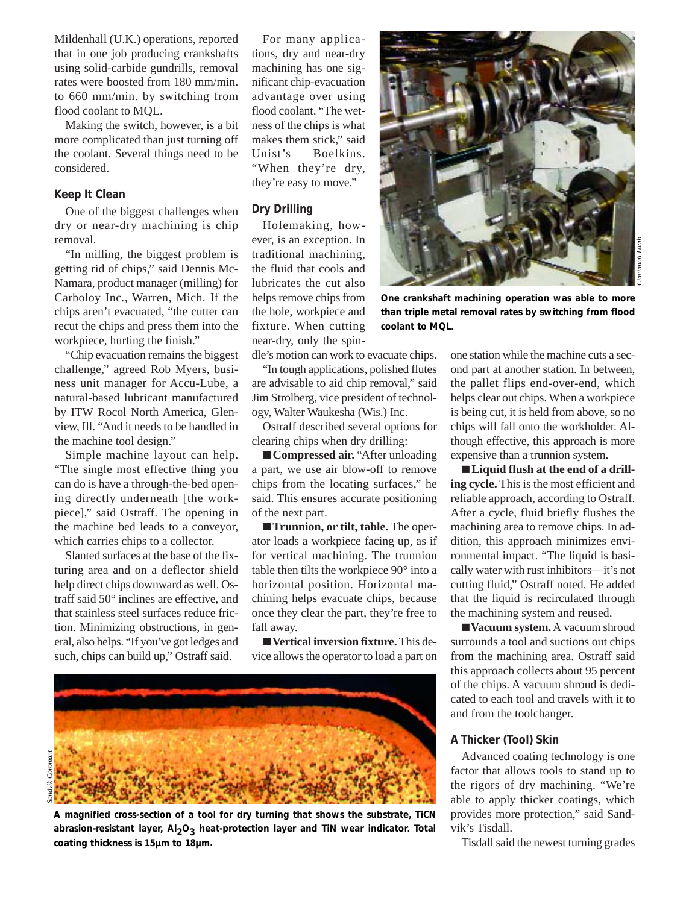Mildenhall (U.K.) operations, reported that in one job producing crankshafts using solid-carbide gundrills, removal rates were boosted from 180 mm/min. to 660 mm/min. by switching from flood coolant to MQL.

Making the switch, however, is a bit more complicated than just turning off the coolant. Several things need to be considered.

### Keep It Clean

One of the biggest challenges when dry or near-dry machining is chip removal.

"In milling, the biggest problem is getting rid of chips," said Dennis McNamara, product manager (milling) for Carboloy Inc., Warren, Mich. If the chips aren't evacuated, "the cutter can recut the chips and press them into the workpiece, hurting the finish."

"Chip evacuation remains the biggest challenge," agreed Rob Myers, business unit manager for Accu-Lube, a natural-based lubricant manufactured by ITW Rocol North America, Glenview, Ill. "And it needs to be handled in the machine tool design."

Simple machine layout can help. "The single most effective thing you can do is have a through-the-bed opening directly underneath [the workpiece]," said Ostraff. The opening in the machine bed leads to a conveyor, which carries chips to a collector.

Slanted surfaces at the base of the fixturing area and on a deflector shield help direct chips downward as well. Ostraff said 50° inclines are effective, and that stainless steel surfaces reduce friction. Minimizing obstructions, in general, also helps. "If you've got ledges and such, chips can build up," Ostraff said.

For many applications, dry and near-dry machining has one significant chip-evacuation advantage over using flood coolant. "The wetness of the chips is what makes them stick," said Unist's Boelkins. "When they're dry, they're easy to move."

### Dry Drilling

Holemaking, however, is an exception. In traditional machining, the fluid that cools and lubricates the cut also helps remove chips from the hole, workpiece and fixture. When cutting near-dry, only the spindle's motion can work to evacuate chips.

"In tough applications, polished flutes are advisable to aid chip removal," said Jim Strolberg, vice president of technology, Walter Waukesha (Wis.) Inc.

Ostraff described several options for clearing chips when dry drilling:

- **Compressed air.** "After unloading a part, we use air blow-off to remove chips from the locating surfaces," he said. This ensures accurate positioning of the next part.
- **Trunnion, or tilt, table.** The operator loads a workpiece facing up, as if for vertical machining. The trunnion table then tilts the workpiece 90° into a horizontal position. Horizontal machining helps evacuate chips, because once they clear the part, they're free to fall away.
- **Vertical inversion fixture.** This device allows the operator to load a part on one station while the machine cuts a second part at another station. In between, the pallet flips end-over-end, which helps clear out chips. When a workpiece is being cut, it is held from above, so no chips will fall onto the workholder. Although effective, this approach is more expensive than a trunnion system.
- **Liquid flush at the end of a drilling cycle.** This is the most efficient and reliable approach, according to Ostraff. After a cycle, fluid briefly flushes the machining area to remove chips. In addition, this approach minimizes environmental impact. "The liquid is basically water with rust inhibitors—it's not cutting fluid," Ostraff noted. He added that the liquid is recirculated through the machining system and reused.
- **Vacuum system.** A vacuum shroud surrounds a tool and suctions out chips from the machining area. Ostraff said this approach collects about 95 percent of the chips. A vacuum shroud is dedicated to each tool and travels with it to and from the toolchanger.

*Cincinnati Lamb*

**One crankshaft machining operation was able to more than triple metal removal rates by switching from flood coolant to MQL.**

*Sandvik Coromant*

**A magnified cross-section of a tool for dry turning that shows the substrate, TiCN abrasion-resistant layer, $Al_2O_3$ heat-protection layer and TiN wear indicator. Total coating thickness is 15µm to 18µm.**

### A Thicker (Tool) Skin

Advanced coating technology is one factor that allows tools to stand up to the rigors of dry machining. "We're able to apply thicker coatings, which provides more protection," said Sandvik's Tisdall.

Tisdall said the newest turning grades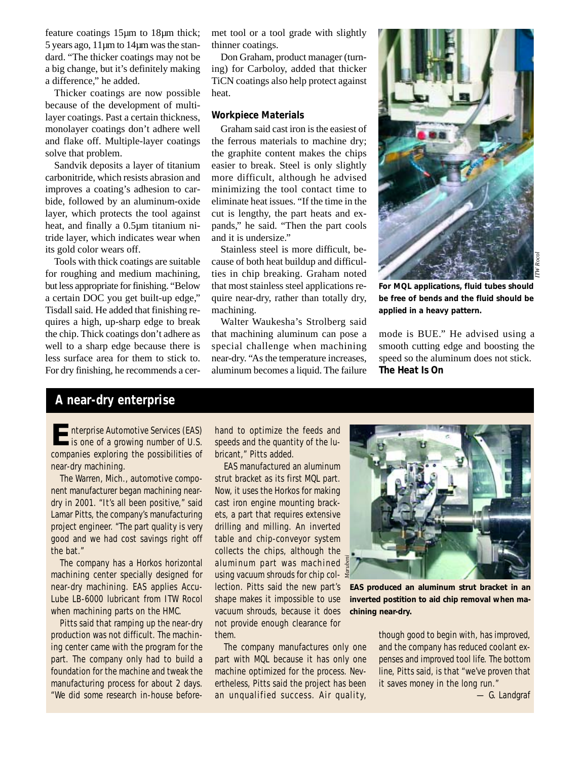feature coatings 15µm to 18µm thick; 5 years ago, 11µm to 14µm was the standard. "The thicker coatings may not be a big change, but it's definitely making a difference," he added.

Thicker coatings are now possible because of the development of multilayer coatings. Past a certain thickness, monolayer coatings don't adhere well and flake off. Multiple-layer coatings solve that problem.

Sandvik deposits a layer of titanium carbonitride, which resists abrasion and improves a coating's adhesion to carbide, followed by an aluminum-oxide layer, which protects the tool against heat, and finally a 0.5µm titanium nitride layer, which indicates wear when its gold color wears off.

Tools with thick coatings are suitable for roughing and medium machining, but less appropriate for finishing. "Below a certain DOC you get built-up edge," Tisdall said. He added that finishing requires a high, up-sharp edge to break the chip. Thick coatings don't adhere as well to a sharp edge because there is less surface area for them to stick to. For dry finishing, he recommends a cermet tool or a tool grade with slightly thinner coatings.

Don Graham, product manager (turning) for Carboloy, added that thicker TiCN coatings also help protect against heat.

### Workpiece Materials

Graham said cast iron is the easiest of the ferrous materials to machine dry; the graphite content makes the chips easier to break. Steel is only slightly more difficult, although he advised minimizing the tool contact time to eliminate heat issues. "If the time in the cut is lengthy, the part heats and expands," he said. "Then the part cools and it is undersize."

Stainless steel is more difficult, because of both heat buildup and difficulties in chip breaking. Graham noted that most stainless steel applications require near-dry, rather than totally dry, machining.

Walter Waukesha's Strolberg said that machining aluminum can pose a special challenge when machining near-dry. "As the temperature increases, aluminum becomes a liquid. The failure mode is BUE." He advised using a smooth cutting edge and boosting the speed so the aluminum does not stick.

*ITW Rocol*

**For MQL applications, fluid tubes should be free of bends and the fluid should be applied in a heavy pattern.**

**The Heat Is On**

## A near-dry enterprise

Enterprise Automotive Services (EAS) is one of a growing number of U.S. companies exploring the possibilities of near-dry machining.

The Warren, Mich., automotive component manufacturer began machining near-dry in 2001. "It's all been positive," said Lamar Pitts, the company's manufacturing project engineer. "The part quality is very good and we had cost savings right off the bat."

The company has a Horkos horizontal machining center specially designed for near-dry machining. EAS applies Accu-Lube LB-6000 lubricant from ITW Rocol when machining parts on the HMC.

Pitts said that ramping up the near-dry production was not difficult. The machining center came with the program for the part. The company only had to build a foundation for the machine and tweak the manufacturing process for about 2 days. "We did some research in-house beforehand to optimize the feeds and speeds and the quantity of the lubricant," Pitts added.

EAS manufactured an aluminum strut bracket as its first MQL part. Now, it uses the Horkos for making cast iron engine mounting brackets, a part that requires extensive drilling and milling. An inverted table and chip-conveyor system collects the chips, although the aluminum part was machined using vacuum shrouds for chip collection. Pitts said the new part's shape makes it impossible to use vacuum shrouds, because it does not provide enough clearance for them.

The company manufactures only one part with MQL because it has only one machine optimized for the process. Nevertheless, Pitts said the project has been an unqualified success. Air quality, though good to begin with, has improved, and the company has reduced coolant expenses and improved tool life. The bottom line, Pitts said, is that "we've proven that it saves money in the long run."

— G. Landgraf

*Marubeni*

**EAS produced an aluminum strut bracket in an inverted postition to aid chip removal when machining near-dry.**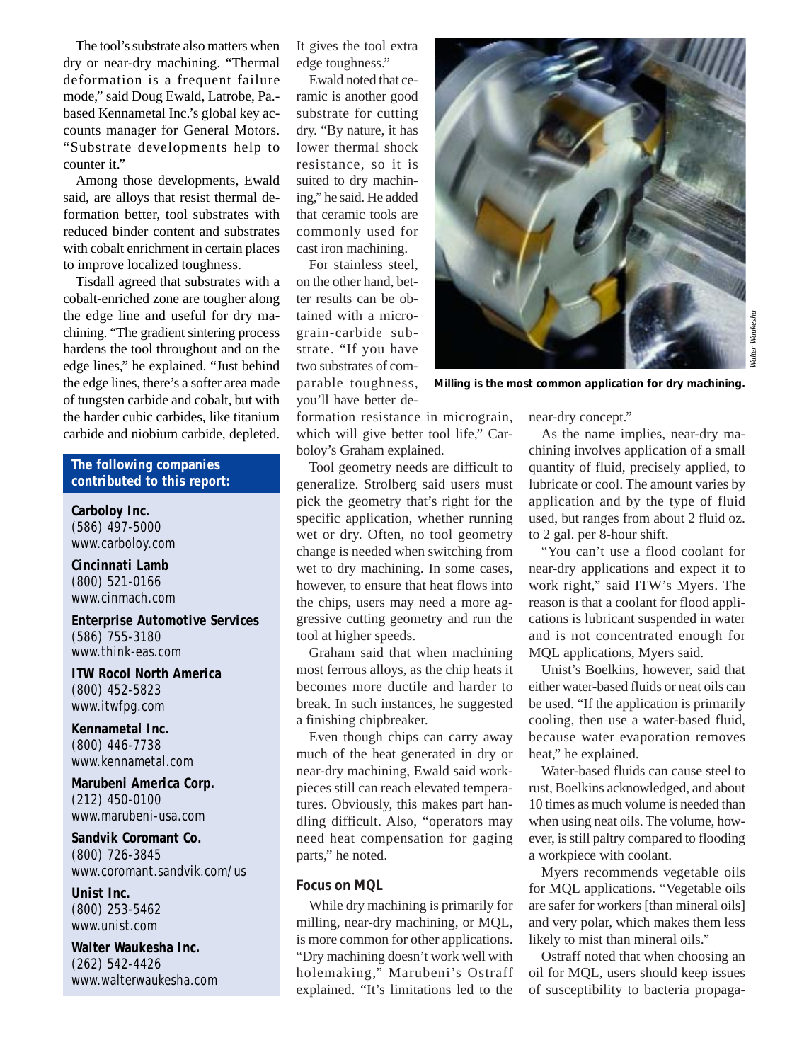The tool's substrate also matters when dry or near-dry machining. "Thermal deformation is a frequent failure mode," said Doug Ewald, Latrobe, Pa.-based Kennametal Inc.'s global key accounts manager for General Motors. "Substrate developments help to counter it."

Among those developments, Ewald said, are alloys that resist thermal deformation better, tool substrates with reduced binder content and substrates with cobalt enrichment in certain places to improve localized toughness.

Tisdall agreed that substrates with a cobalt-enriched zone are tougher along the edge line and useful for dry machining. "The gradient sintering process hardens the tool throughout and on the edge lines," he explained. "Just behind the edge lines, there's a softer area made of tungsten carbide and cobalt, but with the harder cubic carbides, like titanium carbide and niobium carbide, depleted. It gives the tool extra edge toughness."

Ewald noted that ceramic is another good substrate for cutting dry. "By nature, it has lower thermal shock resistance, so it is suited to dry machining," he said. He added that ceramic tools are commonly used for cast iron machining.

For stainless steel, on the other hand, better results can be obtained with a micrograin-carbide substrate. "If you have two substrates of comparable toughness, you'll have better deformation resistance in micrograin, which will give better tool life," Carboloy's Graham explained.

Tool geometry needs are difficult to generalize. Strolberg said users must pick the geometry that's right for the specific application, whether running wet or dry. Often, no tool geometry change is needed when switching from wet to dry machining. In some cases, however, to ensure that heat flows into the chips, users may need a more aggressive cutting geometry and run the tool at higher speeds.

Graham said that when machining most ferrous alloys, as the chip heats it becomes more ductile and harder to break. In such instances, he suggested a finishing chipbreaker.

Even though chips can carry away much of the heat generated in dry or near-dry machining, Ewald said workpieces still can reach elevated temperatures. Obviously, this makes part handling difficult. Also, "operators may need heat compensation for gaging parts," he noted.

### Focus on MQL

While dry machining is primarily for milling, near-dry machining, or MQL, is more common for other applications. "Dry machining doesn't work well with holemaking," Marubeni's Ostraff explained. "It's limitations led to the near-dry concept."

As the name implies, near-dry machining involves application of a small quantity of fluid, precisely applied, to lubricate or cool. The amount varies by application and by the type of fluid used, but ranges from about 2 fluid oz. to 2 gal. per 8-hour shift.

"You can't use a flood coolant for near-dry applications and expect it to work right," said ITW's Myers. The reason is that a coolant for flood applications is lubricant suspended in water and is not concentrated enough for MQL applications, Myers said.

Unist's Boelkins, however, said that either water-based fluids or neat oils can be used. "If the application is primarily cooling, then use a water-based fluid, because water evaporation removes heat," he explained.

Water-based fluids can cause steel to rust, Boelkins acknowledged, and about 10 times as much volume is needed than when using neat oils. The volume, however, is still paltry compared to flooding a workpiece with coolant.

Myers recommends vegetable oils for MQL applications. "Vegetable oils are safer for workers [than mineral oils] and very polar, which makes them less likely to mist than mineral oils."

Ostraff noted that when choosing an oil for MQL, users should keep issues of susceptibility to bacteria propaga-

*Walter Waukesha*

**Milling is the most common application for dry machining.**

**The following companies contributed to this report:**

**Carboloy Inc.**
(586) 497-5000
www.carboloy.com

**Cincinnati Lamb**
(800) 521-0166
www.cinmach.com

**Enterprise Automotive Services**
(586) 755-3180
www.think-eas.com

**ITW Rocol North America**
(800) 452-5823
www.itwfpg.com

**Kennametal Inc.**
(800) 446-7738
www.kennametal.com

**Marubeni America Corp.**
(212) 450-0100
www.marubeni-usa.com

**Sandvik Coromant Co.**
(800) 726-3845
www.coromant.sandvik.com/us

**Unist Inc.**
(800) 253-5462
www.unist.com

**Walter Waukesha Inc.**
(262) 542-4426
www.walterwaukesha.com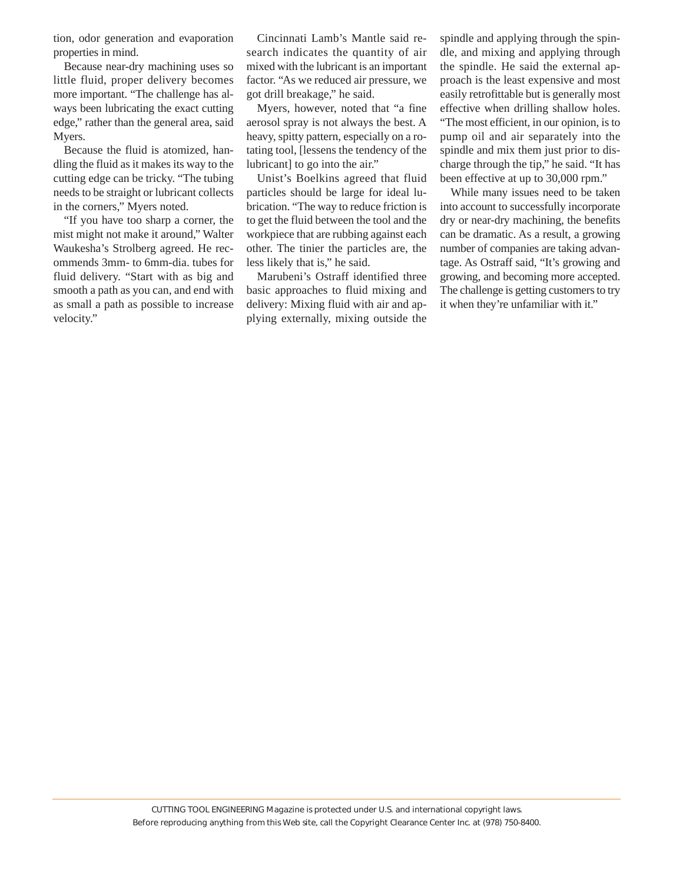tion, odor generation and evaporation properties in mind.

Because near-dry machining uses so little fluid, proper delivery becomes more important. "The challenge has always been lubricating the exact cutting edge," rather than the general area, said Myers.

Because the fluid is atomized, handling the fluid as it makes its way to the cutting edge can be tricky. "The tubing needs to be straight or lubricant collects in the corners," Myers noted.

"If you have too sharp a corner, the mist might not make it around," Walter Waukesha's Strolberg agreed. He recommends 3mm- to 6mm-dia. tubes for fluid delivery. "Start with as big and smooth a path as you can, and end with as small a path as possible to increase velocity."

Cincinnati Lamb's Mantle said research indicates the quantity of air mixed with the lubricant is an important factor. "As we reduced air pressure, we got drill breakage," he said.

Myers, however, noted that "a fine aerosol spray is not always the best. A heavy, spitty pattern, especially on a rotating tool, [lessens the tendency of the lubricant] to go into the air."

Unist's Boelkins agreed that fluid particles should be large for ideal lubrication. "The way to reduce friction is to get the fluid between the tool and the workpiece that are rubbing against each other. The tinier the particles are, the less likely that is," he said.

Marubeni's Ostraff identified three basic approaches to fluid mixing and delivery: Mixing fluid with air and applying externally, mixing outside the spindle and applying through the spindle, and mixing and applying through the spindle. He said the external approach is the least expensive and most easily retrofittable but is generally most effective when drilling shallow holes. "The most efficient, in our opinion, is to pump oil and air separately into the spindle and mix them just prior to discharge through the tip," he said. "It has been effective at up to 30,000 rpm."

While many issues need to be taken into account to successfully incorporate dry or near-dry machining, the benefits can be dramatic. As a result, a growing number of companies are taking advantage. As Ostraff said, "It's growing and growing, and becoming more accepted. The challenge is getting customers to try it when they're unfamiliar with it."

CUTTING TOOL ENGINEERING Magazine is protected under U.S. and international copyright laws.
Before reproducing anything from this Web site, call the Copyright Clearance Center Inc. at (978) 750-8400.